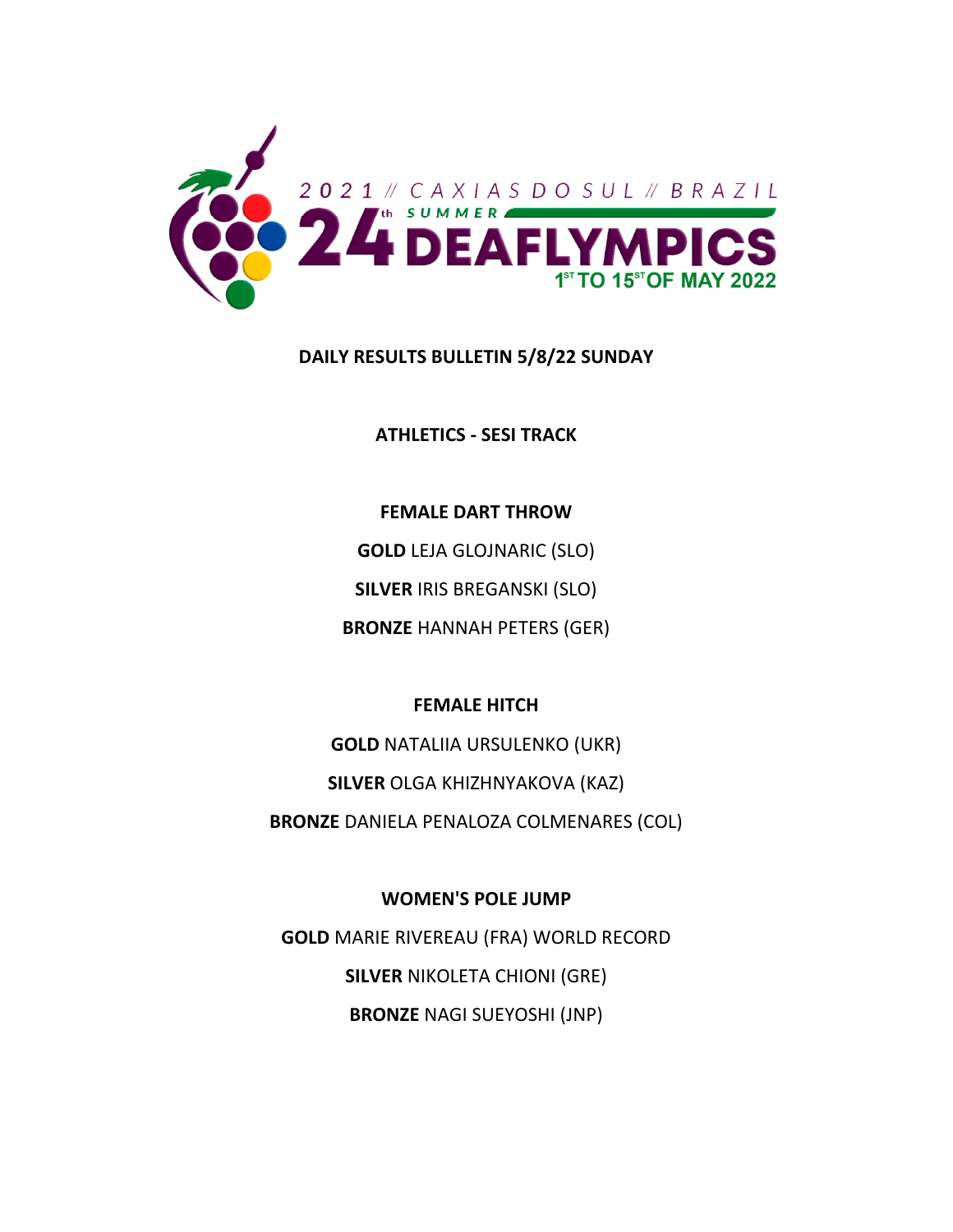2021 // CAXIAS DO SUL // BRAZIL

24th SUMMER DEAFLYMPICS

1ST TO 15ST OF MAY 2022

**DAILY RESULTS BULLETIN 5/8/22 SUNDAY**

**ATHLETICS - SESI TRACK**

**FEMALE DART THROW**

**GOLD** LEJA GLOJNARIC (SLO)

**SILVER** IRIS BREGANSKI (SLO)

**BRONZE** HANNAH PETERS (GER)

**FEMALE HITCH**

**GOLD** NATALIIA URSULENKO (UKR)

**SILVER** OLGA KHIZHNYAKOVA (KAZ)

**BRONZE** DANIELA PENALOZA COLMENARES (COL)

**WOMEN'S POLE JUMP**

**GOLD** MARIE RIVEREAU (FRA) WORLD RECORD

**SILVER** NIKOLETA CHIONI (GRE)

**BRONZE** NAGI SUEYOSHI (JNP)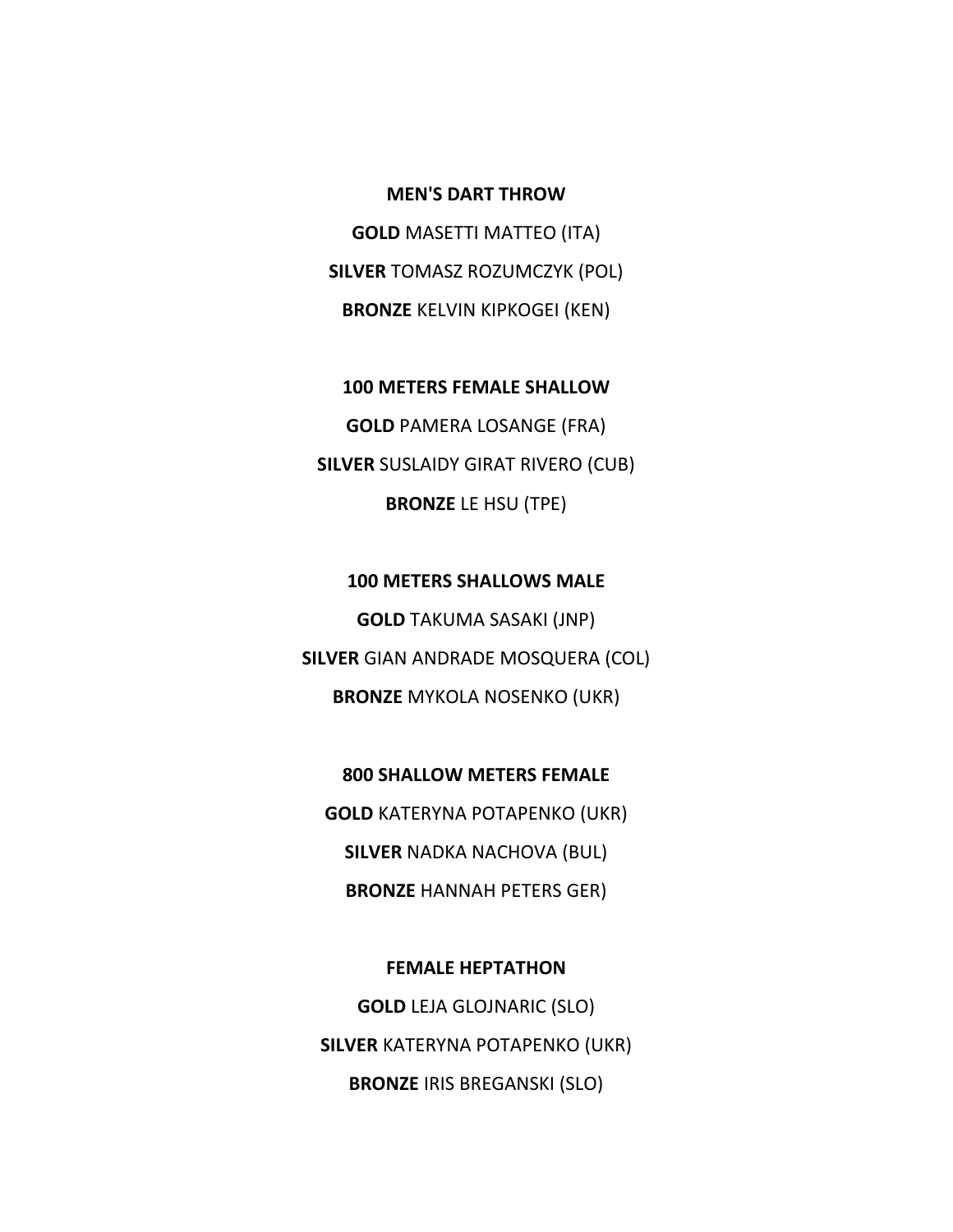**MEN'S DART THROW**

**GOLD** MASETTI MATTEO (ITA)

**SILVER** TOMASZ ROZUMCZYK (POL)

**BRONZE** KELVIN KIPKOGEI (KEN)

**100 METERS FEMALE SHALLOW**

**GOLD** PAMERA LOSANGE (FRA)

**SILVER** SUSLAIDY GIRAT RIVERO (CUB)

**BRONZE** LE HSU (TPE)

**100 METERS SHALLOWS MALE**

**GOLD** TAKUMA SASAKI (JNP)

**SILVER** GIAN ANDRADE MOSQUERA (COL)

**BRONZE** MYKOLA NOSENKO (UKR)

**800 SHALLOW METERS FEMALE**

**GOLD** KATERYNA POTAPENKO (UKR)

**SILVER** NADKA NACHOVA (BUL)

**BRONZE** HANNAH PETERS GER)

**FEMALE HEPTATHON**

**GOLD** LEJA GLOJNARIC (SLO)

**SILVER** KATERYNA POTAPENKO (UKR)

**BRONZE** IRIS BREGANSKI (SLO)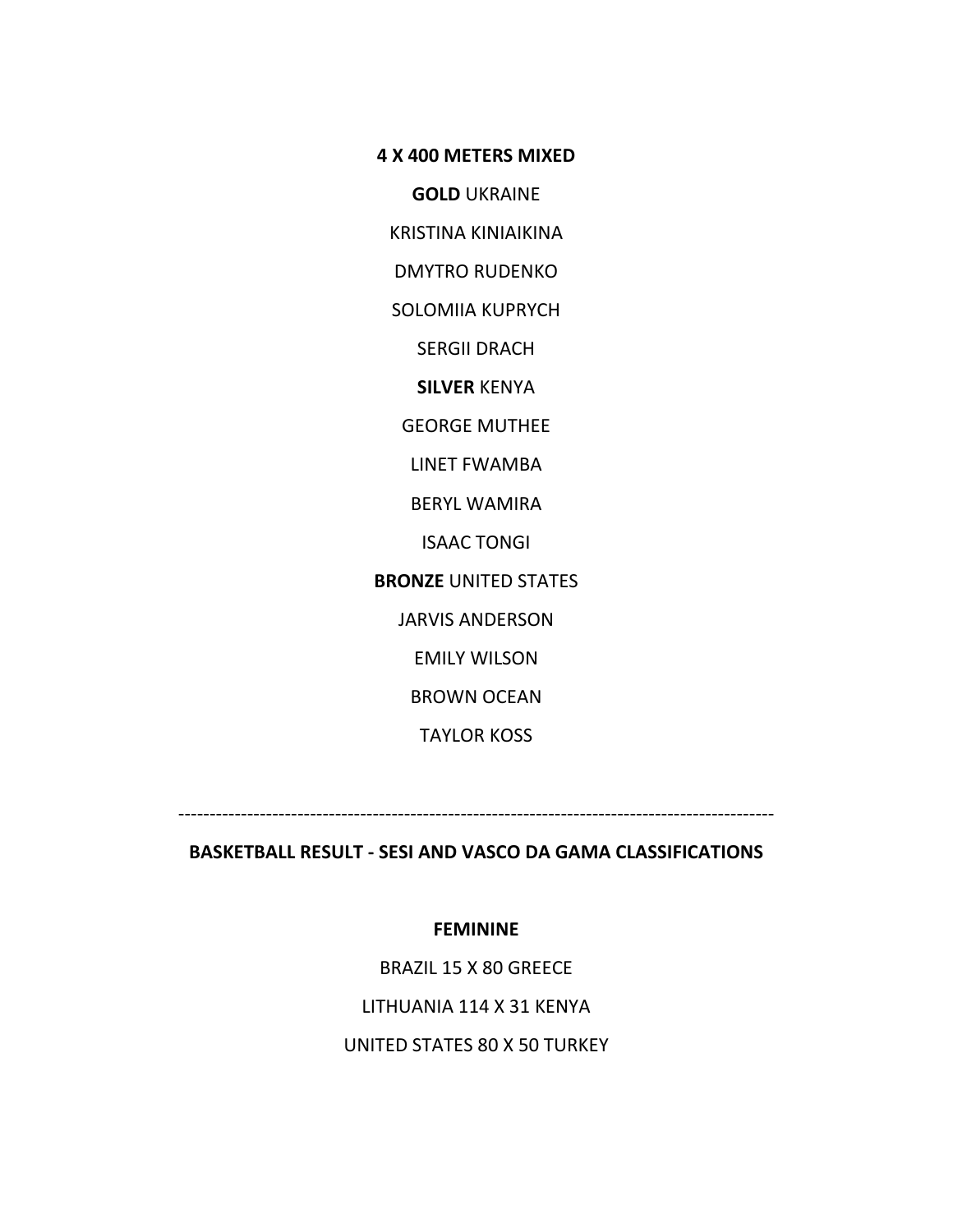**4 X 400 METERS MIXED**

**GOLD** UKRAINE

KRISTINA KINIAIKINA

DMYTRO RUDENKO

SOLOMIIA KUPRYCH

SERGII DRACH

**SILVER** KENYA

GEORGE MUTHEE

LINET FWAMBA

BERYL WAMIRA

ISAAC TONGI

**BRONZE** UNITED STATES

JARVIS ANDERSON

EMILY WILSON

BROWN OCEAN

TAYLOR KOSS

---

**BASKETBALL RESULT - SESI AND VASCO DA GAMA CLASSIFICATIONS**

**FEMININE**

BRAZIL 15 X 80 GREECE

LITHUANIA 114 X 31 KENYA

UNITED STATES 80 X 50 TURKEY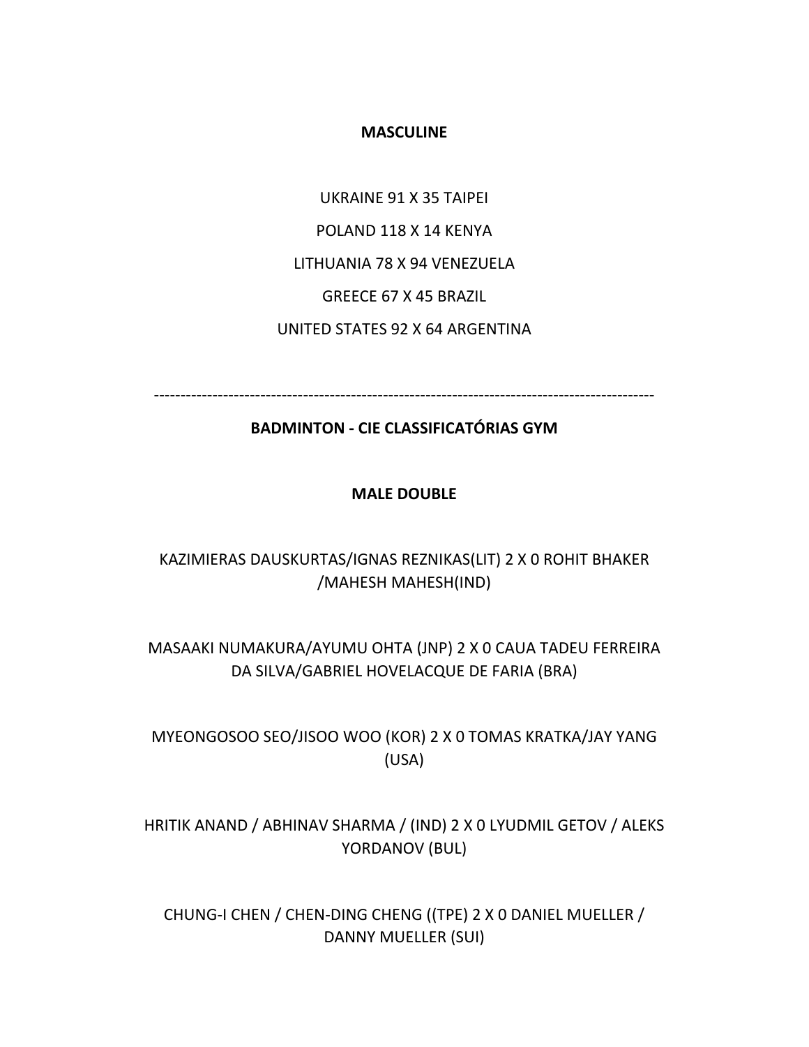**MASCULINE**

UKRAINE 91 X 35 TAIPEI

POLAND 118 X 14 KENYA

LITHUANIA 78 X 94 VENEZUELA

GREECE 67 X 45 BRAZIL

UNITED STATES 92 X 64 ARGENTINA

---

**BADMINTON - CIE CLASSIFICATÓRIAS GYM**

**MALE DOUBLE**

KAZIMIERAS DAUSKURTAS/IGNAS REZNIKAS(LIT) 2 X 0 ROHIT BHAKER /MAHESH MAHESH(IND)

MASAAKI NUMAKURA/AYUMU OHTA (JNP) 2 X 0 CAUA TADEU FERREIRA DA SILVA/GABRIEL HOVELACQUE DE FARIA (BRA)

MYEONGOSOO SEO/JISOO WOO (KOR) 2 X 0 TOMAS KRATKA/JAY YANG (USA)

HRITIK ANAND / ABHINAV SHARMA / (IND) 2 X 0 LYUDMIL GETOV / ALEKS YORDANOV (BUL)

CHUNG-I CHEN / CHEN-DING CHENG ((TPE) 2 X 0 DANIEL MUELLER / DANNY MUELLER (SUI)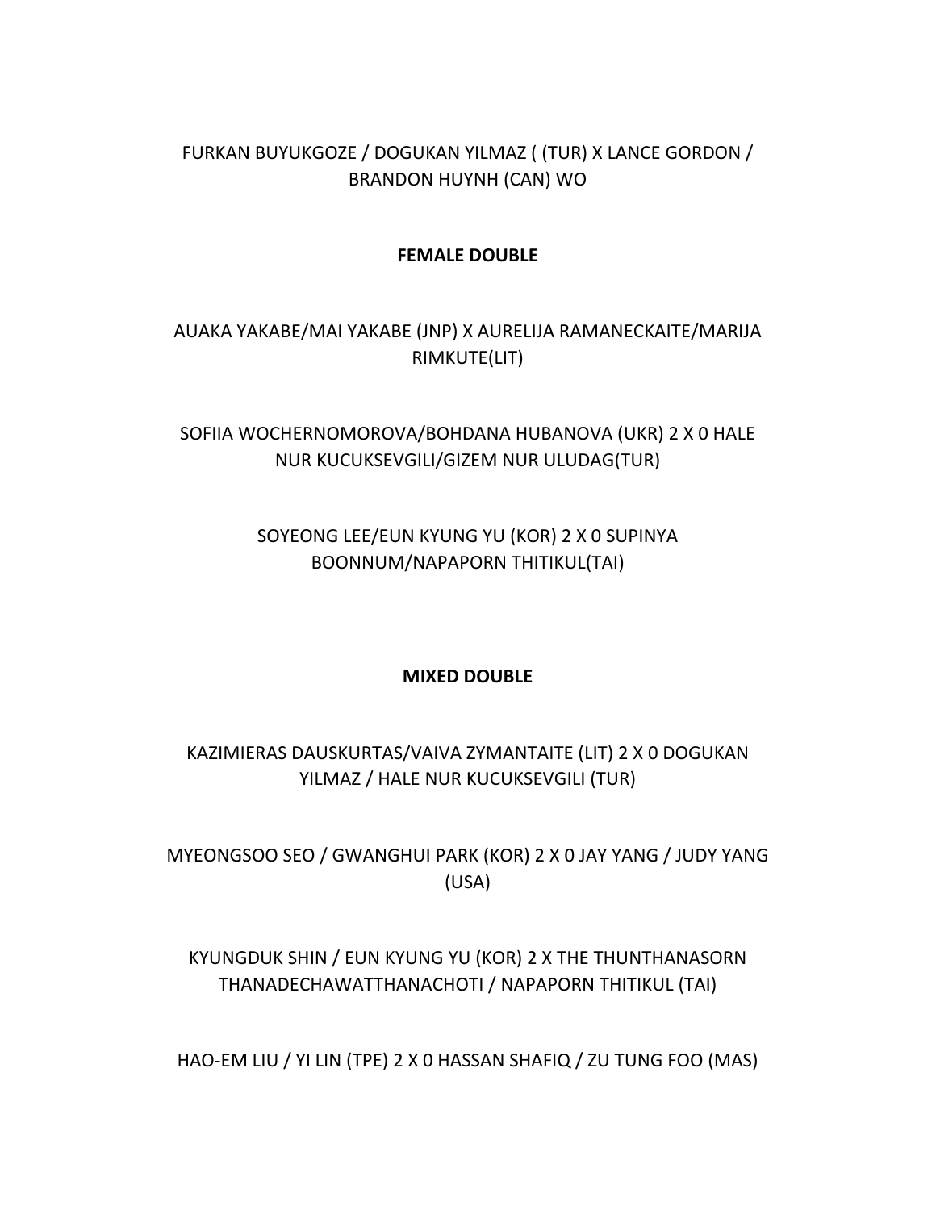FURKAN BUYUKGOZE / DOGUKAN YILMAZ ( (TUR) X LANCE GORDON / BRANDON HUYNH (CAN) WO

**FEMALE DOUBLE**

AUAKA YAKABE/MAI YAKABE (JNP) X AURELIJA RAMANECKAITE/MARIJA RIMKUTE(LIT)

SOFIIA WOCHERNOMOROVA/BOHDANA HUBANOVA (UKR) 2 X 0 HALE NUR KUCUKSEVGILI/GIZEM NUR ULUDAG(TUR)

SOYEONG LEE/EUN KYUNG YU (KOR) 2 X 0 SUPINYA BOONNUM/NAPAPORN THITIKUL(TAI)

**MIXED DOUBLE**

KAZIMIERAS DAUSKURTAS/VAIVA ZYMANTAITE (LIT) 2 X 0 DOGUKAN YILMAZ / HALE NUR KUCUKSEVGILI (TUR)

MYEONGSOO SEO / GWANGHUI PARK (KOR) 2 X 0 JAY YANG / JUDY YANG (USA)

KYUNGDUK SHIN / EUN KYUNG YU (KOR) 2 X THE THUNTHANASORN THANADECHAWATTHANACHOTI / NAPAPORN THITIKUL (TAI)

HAO-EM LIU / YI LIN (TPE) 2 X 0 HASSAN SHAFIQ / ZU TUNG FOO (MAS)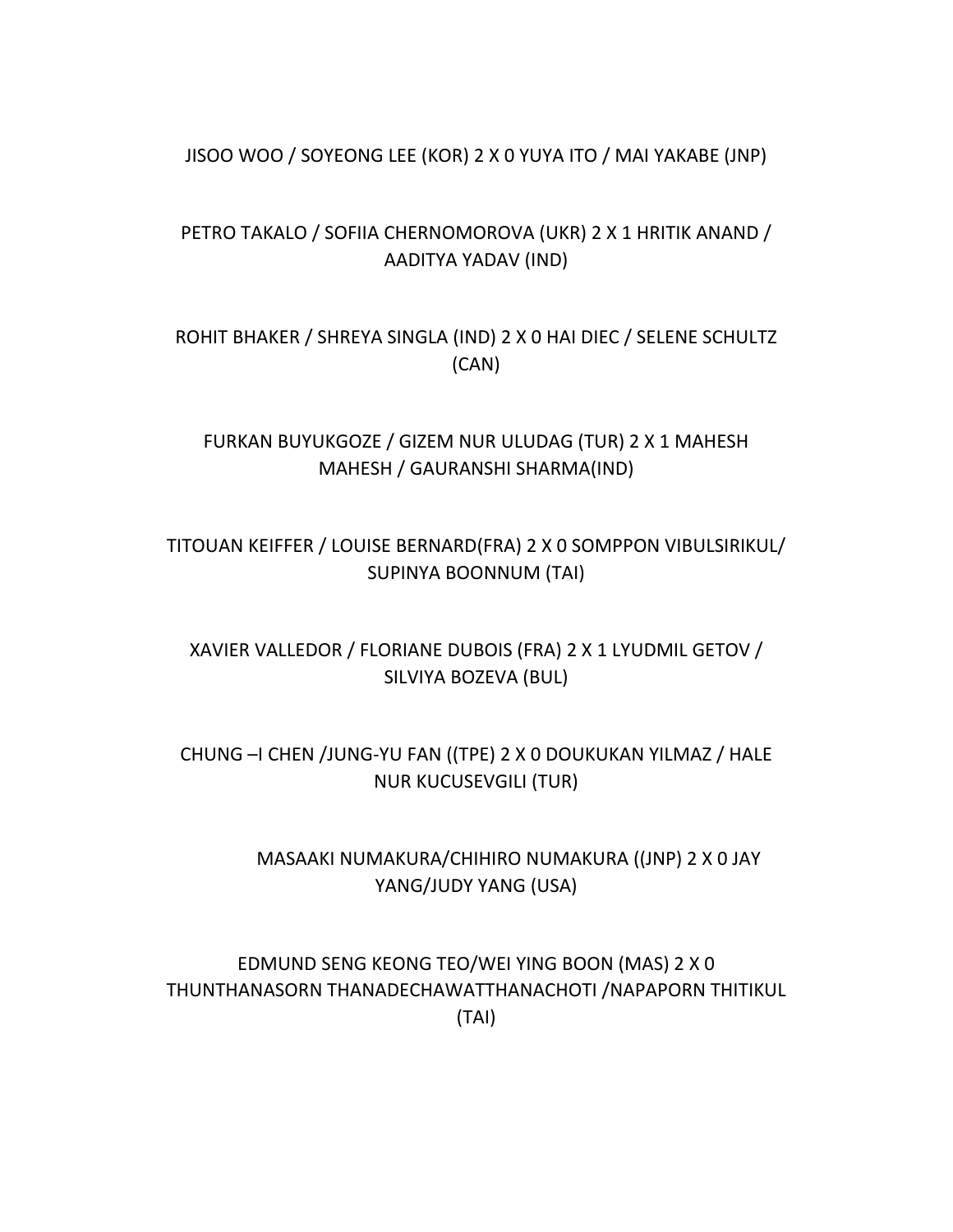JISOO WOO / SOYEONG LEE (KOR) 2 X 0 YUYA ITO / MAI YAKABE (JNP)

PETRO TAKALO / SOFIIA CHERNOMOROVA (UKR) 2 X 1 HRITIK ANAND / AADITYA YADAV (IND)

ROHIT BHAKER / SHREYA SINGLA (IND) 2 X 0 HAI DIEC / SELENE SCHULTZ (CAN)

FURKAN BUYUKGOZE / GIZEM NUR ULUDAG (TUR) 2 X 1 MAHESH MAHESH / GAURANSHI SHARMA(IND)

TITOUAN KEIFFER / LOUISE BERNARD(FRA) 2 X 0 SOMPPON VIBULSIRIKUL/ SUPINYA BOONNUM (TAI)

XAVIER VALLEDOR / FLORIANE DUBOIS (FRA) 2 X 1 LYUDMIL GETOV / SILVIYA BOZEVA (BUL)

CHUNG –I CHEN /JUNG-YU FAN ((TPE) 2 X 0 DOUKUKAN YILMAZ / HALE NUR KUCUSEVGILI (TUR)

MASAAKI NUMAKURA/CHIHIRO NUMAKURA ((JNP) 2 X 0 JAY YANG/JUDY YANG (USA)

EDMUND SENG KEONG TEO/WEI YING BOON (MAS) 2 X 0 THUNTHANASORN THANADECHAWATTHANACHOTI /NAPAPORN THITIKUL (TAI)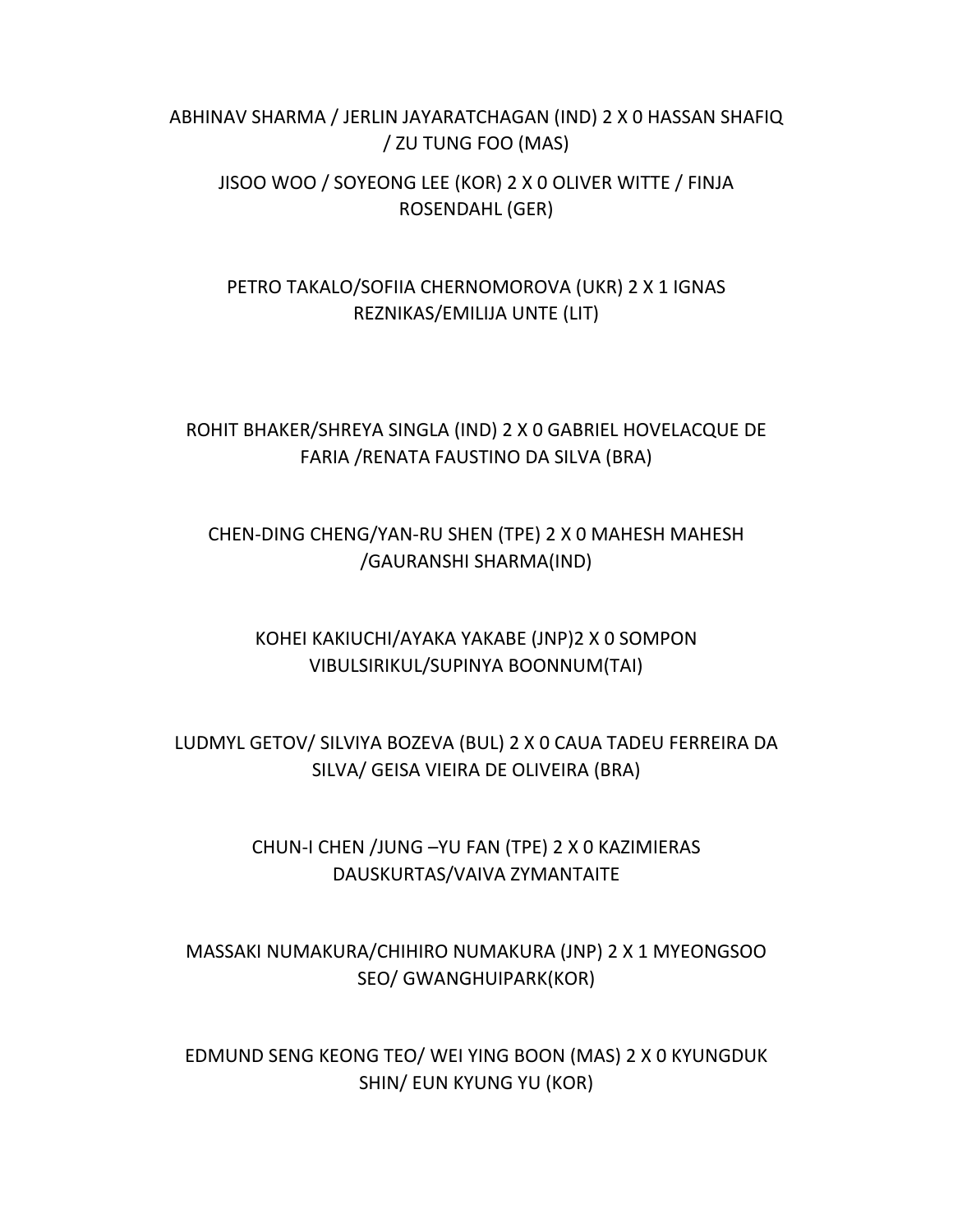ABHINAV SHARMA / JERLIN JAYARATCHAGAN (IND) 2 X 0 HASSAN SHAFIQ / ZU TUNG FOO (MAS)

JISOO WOO / SOYEONG LEE (KOR) 2 X 0 OLIVER WITTE / FINJA ROSENDAHL (GER)

PETRO TAKALO/SOFIIA CHERNOMOROVA (UKR) 2 X 1 IGNAS REZNIKAS/EMILIJA UNTE (LIT)

ROHIT BHAKER/SHREYA SINGLA (IND) 2 X 0 GABRIEL HOVELACQUE DE FARIA /RENATA FAUSTINO DA SILVA (BRA)

CHEN-DING CHENG/YAN-RU SHEN (TPE) 2 X 0 MAHESH MAHESH /GAURANSHI SHARMA(IND)

KOHEI KAKIUCHI/AYAKA YAKABE (JNP)2 X 0 SOMPON VIBULSIRIKUL/SUPINYA BOONNUM(TAI)

LUDMYL GETOV/ SILVIYA BOZEVA (BUL) 2 X 0 CAUA TADEU FERREIRA DA SILVA/ GEISA VIEIRA DE OLIVEIRA (BRA)

CHUN-I CHEN /JUNG –YU FAN (TPE) 2 X 0 KAZIMIERAS DAUSKURTAS/VAIVA ZYMANTAITE

MASSAKI NUMAKURA/CHIHIRO NUMAKURA (JNP) 2 X 1 MYEONGSOO SEO/ GWANGHUIPARK(KOR)

EDMUND SENG KEONG TEO/ WEI YING BOON (MAS) 2 X 0 KYUNGDUK SHIN/ EUN KYUNG YU (KOR)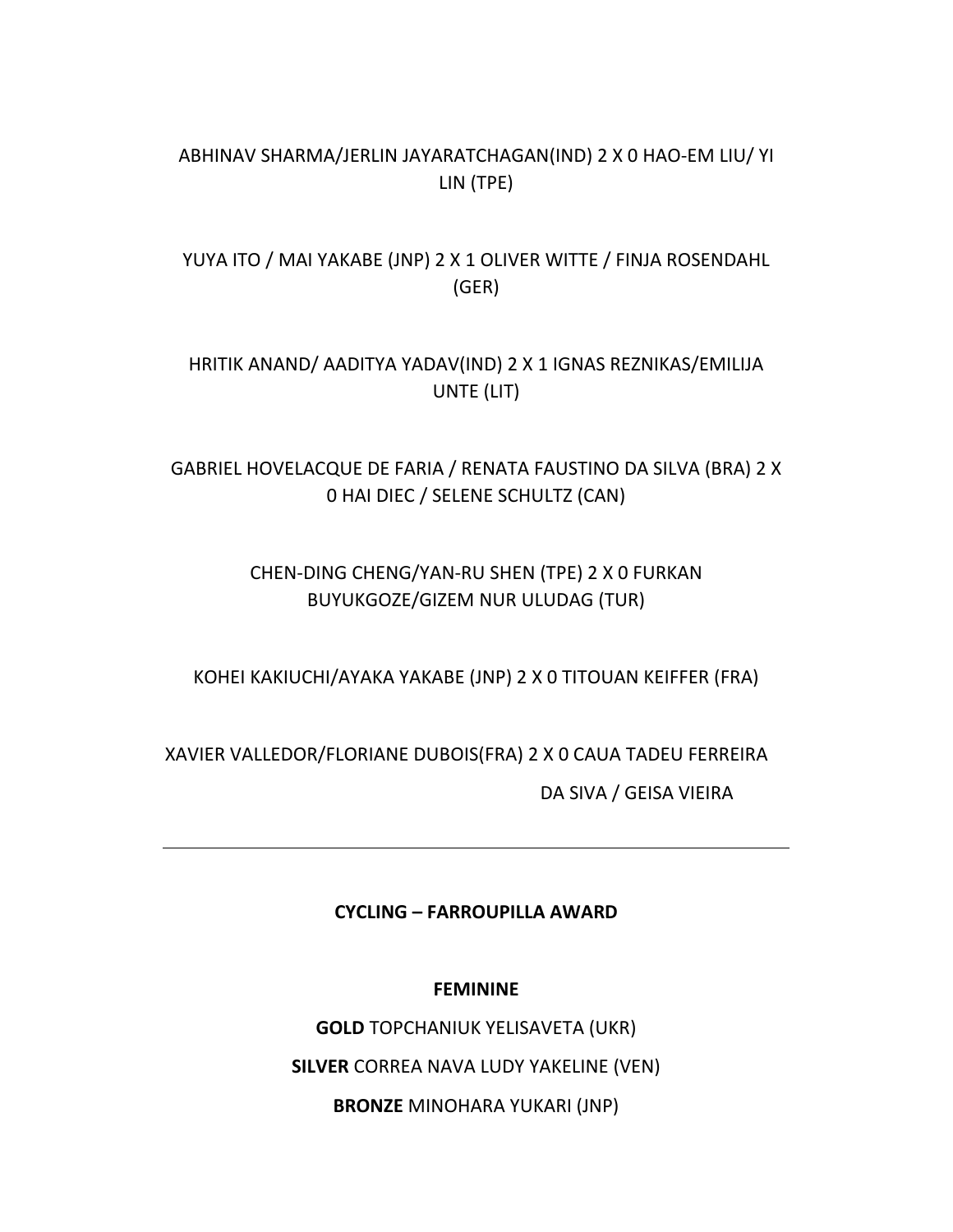ABHINAV SHARMA/JERLIN JAYARATCHAGAN(IND) 2 X 0 HAO-EM LIU/ YI LIN (TPE)

YUYA ITO / MAI YAKABE (JNP) 2 X 1 OLIVER WITTE / FINJA ROSENDAHL (GER)

HRITIK ANAND/ AADITYA YADAV(IND) 2 X 1 IGNAS REZNIKAS/EMILIJA UNTE (LIT)

GABRIEL HOVELACQUE DE FARIA / RENATA FAUSTINO DA SILVA (BRA) 2 X 0 HAI DIEC / SELENE SCHULTZ (CAN)

CHEN-DING CHENG/YAN-RU SHEN (TPE) 2 X 0 FURKAN BUYUKGOZE/GIZEM NUR ULUDAG (TUR)

KOHEI KAKIUCHI/AYAKA YAKABE (JNP) 2 X 0 TITOUAN KEIFFER (FRA)

XAVIER VALLEDOR/FLORIANE DUBOIS(FRA) 2 X 0 CAUA TADEU FERREIRA DA SIVA / GEISA VIEIRA

---

**CYCLING – FARROUPILLA AWARD**

**FEMININE**

**GOLD** TOPCHANIUK YELISAVETA (UKR)

**SILVER** CORREA NAVA LUDY YAKELINE (VEN)

**BRONZE** MINOHARA YUKARI (JNP)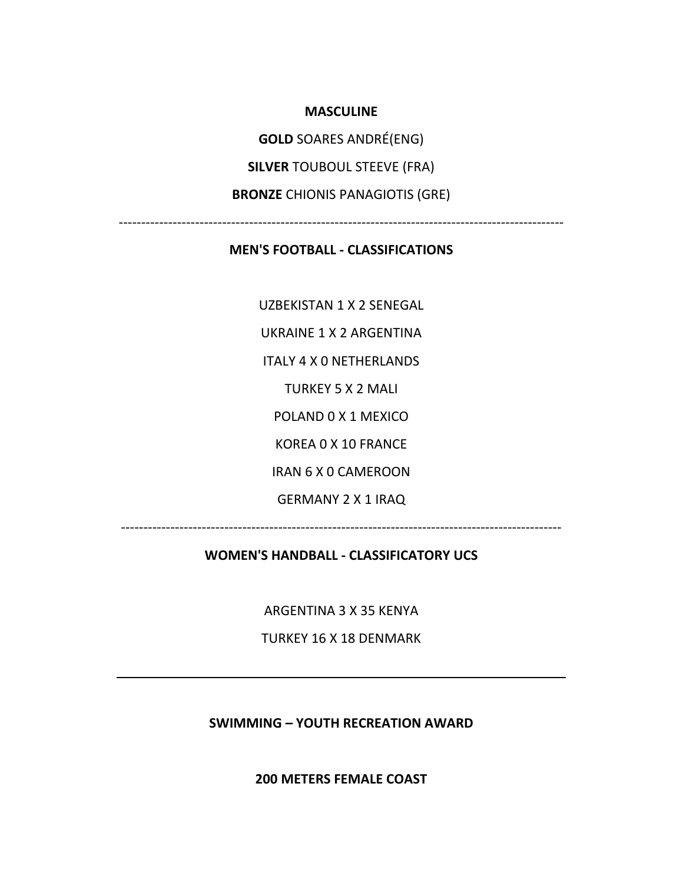**MASCULINE**

**GOLD** SOARES ANDRÉ(ENG)

**SILVER** TOUBOUL STEEVE (FRA)

**BRONZE** CHIONIS PANAGIOTIS (GRE)

---

**MEN'S FOOTBALL - CLASSIFICATIONS**

UZBEKISTAN 1 X 2 SENEGAL

UKRAINE 1 X 2 ARGENTINA

ITALY 4 X 0 NETHERLANDS

TURKEY 5 X 2 MALI

POLAND 0 X 1 MEXICO

KOREA 0 X 10 FRANCE

IRAN 6 X 0 CAMEROON

GERMANY 2 X 1 IRAQ

---

**WOMEN'S HANDBALL - CLASSIFICATORY UCS**

ARGENTINA 3 X 35 KENYA

TURKEY 16 X 18 DENMARK

---

**SWIMMING – YOUTH RECREATION AWARD**

**200 METERS FEMALE COAST**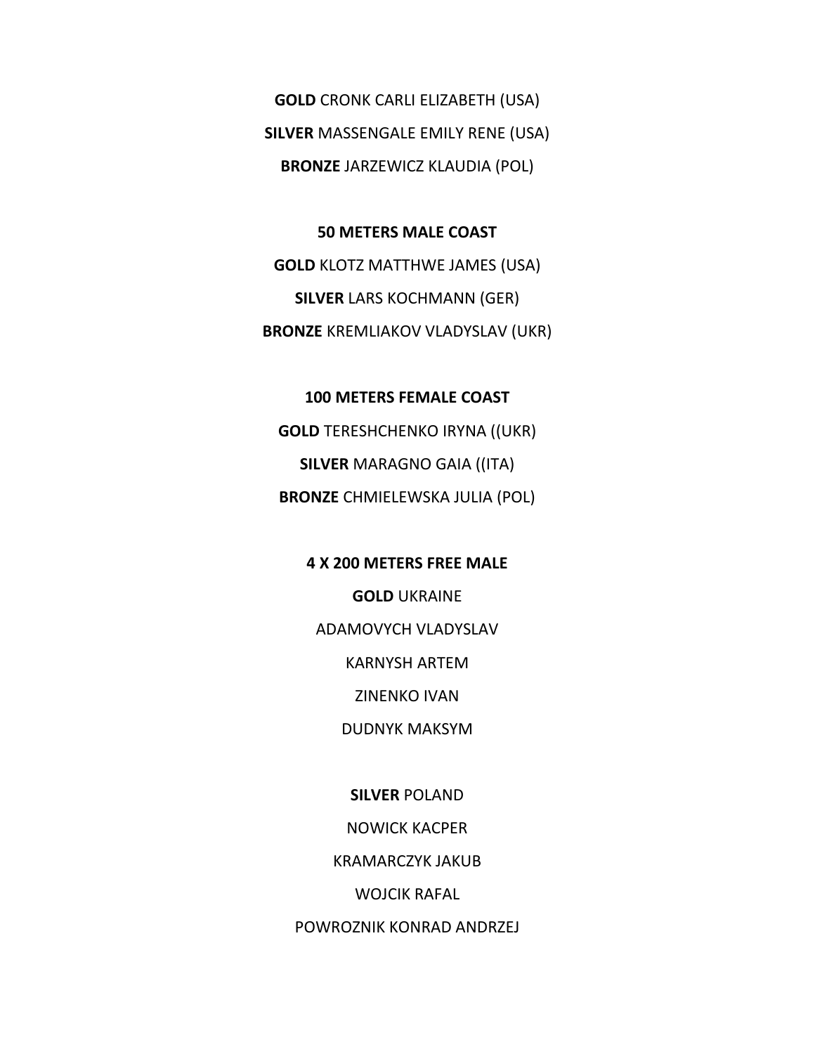**GOLD** CRONK CARLI ELIZABETH (USA)

**SILVER** MASSENGALE EMILY RENE (USA)

**BRONZE** JARZEWICZ KLAUDIA (POL)

**50 METERS MALE COAST**

**GOLD** KLOTZ MATTHWE JAMES (USA)

**SILVER** LARS KOCHMANN (GER)

**BRONZE** KREMLIAKOV VLADYSLAV (UKR)

**100 METERS FEMALE COAST**

**GOLD** TERESHCHENKO IRYNA ((UKR)

**SILVER** MARAGNO GAIA ((ITA)

**BRONZE** CHMIELEWSKA JULIA (POL)

**4 X 200 METERS FREE MALE**

**GOLD** UKRAINE

ADAMOVYCH VLADYSLAV

KARNYSH ARTEM

ZINENKO IVAN

DUDNYK MAKSYM

**SILVER** POLAND

NOWICK KACPER

KRAMARCZYK JAKUB

WOJCIK RAFAL

POWROZNIK KONRAD ANDRZEJ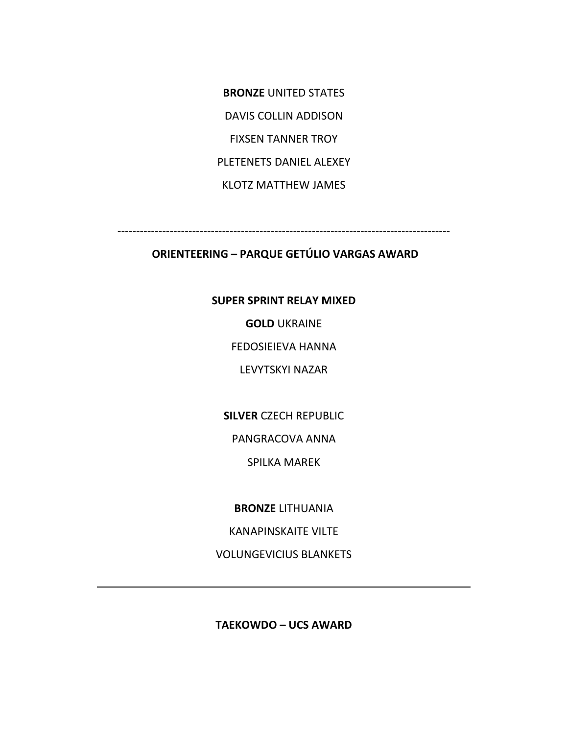**BRONZE** UNITED STATES

DAVIS COLLIN ADDISON

FIXSEN TANNER TROY

PLETENETS DANIEL ALEXEY

KLOTZ MATTHEW JAMES

-----------------------------------------------------------------------------------------

**ORIENTEERING – PARQUE GETÚLIO VARGAS AWARD**

**SUPER SPRINT RELAY MIXED**

**GOLD** UKRAINE

FEDOSIEIEVA HANNA

LEVYTSKYI NAZAR

**SILVER** CZECH REPUBLIC

PANGRACOVA ANNA

SPILKA MAREK

**BRONZE** LITHUANIA

KANAPINSKAITE VILTE

VOLUNGEVICIUS BLANKETS

---

**TAEKOWDO – UCS AWARD**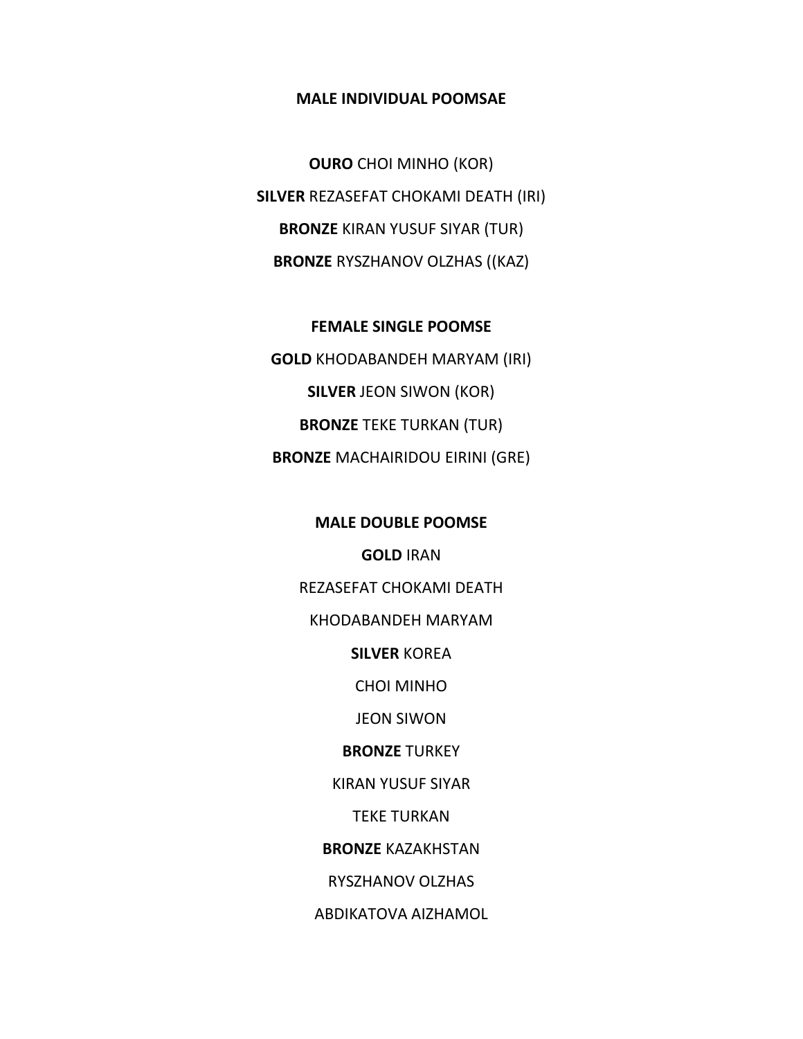**MALE INDIVIDUAL POOMSAE**

**OURO** CHOI MINHO (KOR)

**SILVER** REZASEFAT CHOKAMI DEATH (IRI)

**BRONZE** KIRAN YUSUF SIYAR (TUR)

**BRONZE** RYSZHANOV OLZHAS ((KAZ)

**FEMALE SINGLE POOMSE**

**GOLD** KHODABANDEH MARYAM (IRI)

**SILVER** JEON SIWON (KOR)

**BRONZE** TEKE TURKAN (TUR)

**BRONZE** MACHAIRIDOU EIRINI (GRE)

**MALE DOUBLE POOMSE**

**GOLD** IRAN

REZASEFAT CHOKAMI DEATH

KHODABANDEH MARYAM

**SILVER** KOREA

CHOI MINHO

JEON SIWON

**BRONZE** TURKEY

KIRAN YUSUF SIYAR

TEKE TURKAN

**BRONZE** KAZAKHSTAN

RYSZHANOV OLZHAS

ABDIKATOVA AIZHAMOL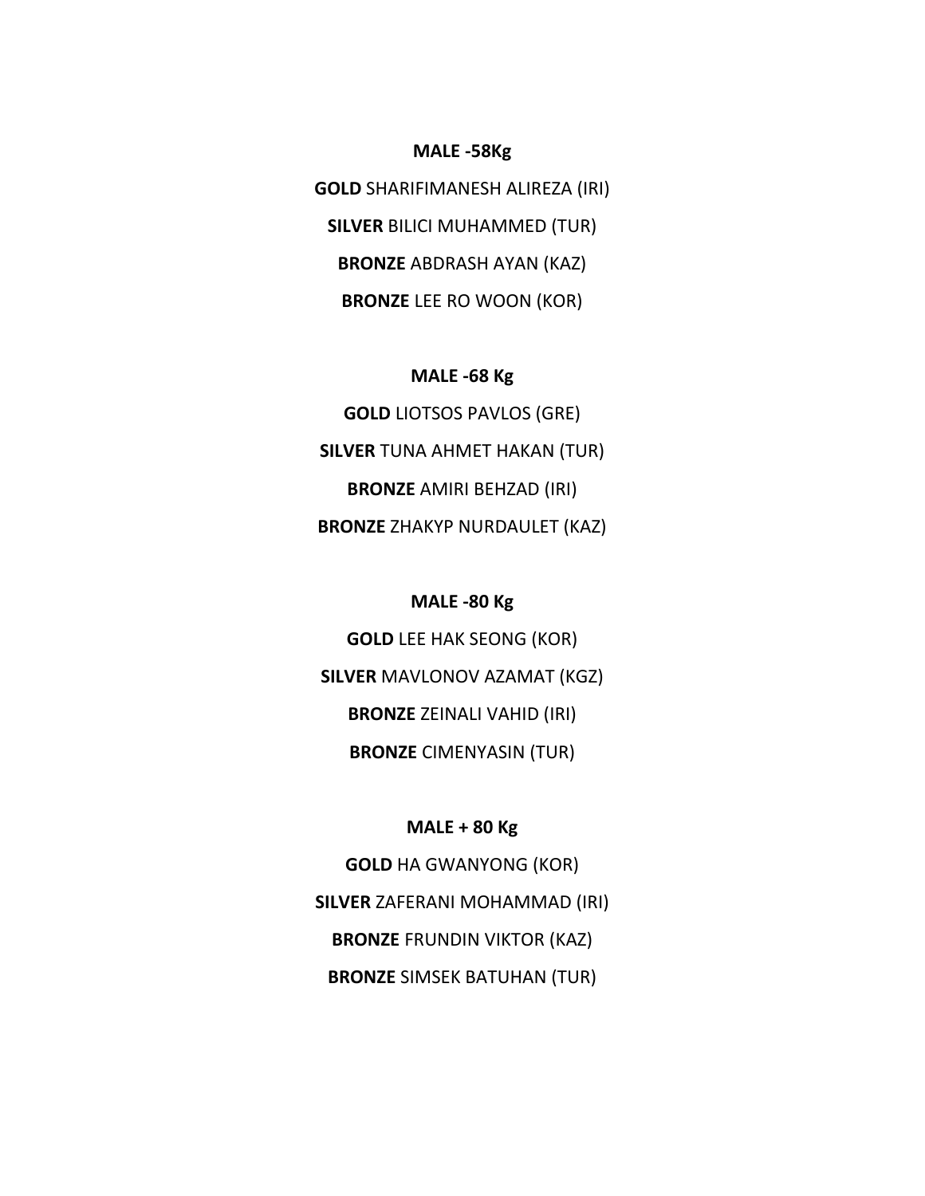**MALE -58Kg**

**GOLD** SHARIFIMANESH ALIREZA (IRI)

**SILVER** BILICI MUHAMMED (TUR)

**BRONZE** ABDRASH AYAN (KAZ)

**BRONZE** LEE RO WOON (KOR)

**MALE -68 Kg**

**GOLD** LIOTSOS PAVLOS (GRE)

**SILVER** TUNA AHMET HAKAN (TUR)

**BRONZE** AMIRI BEHZAD (IRI)

**BRONZE** ZHAKYP NURDAULET (KAZ)

**MALE -80 Kg**

**GOLD** LEE HAK SEONG (KOR)

**SILVER** MAVLONOV AZAMAT (KGZ)

**BRONZE** ZEINALI VAHID (IRI)

**BRONZE** CIMENYASIN (TUR)

**MALE + 80 Kg**

**GOLD** HA GWANYONG (KOR)

**SILVER** ZAFERANI MOHAMMAD (IRI)

**BRONZE** FRUNDIN VIKTOR (KAZ)

**BRONZE** SIMSEK BATUHAN (TUR)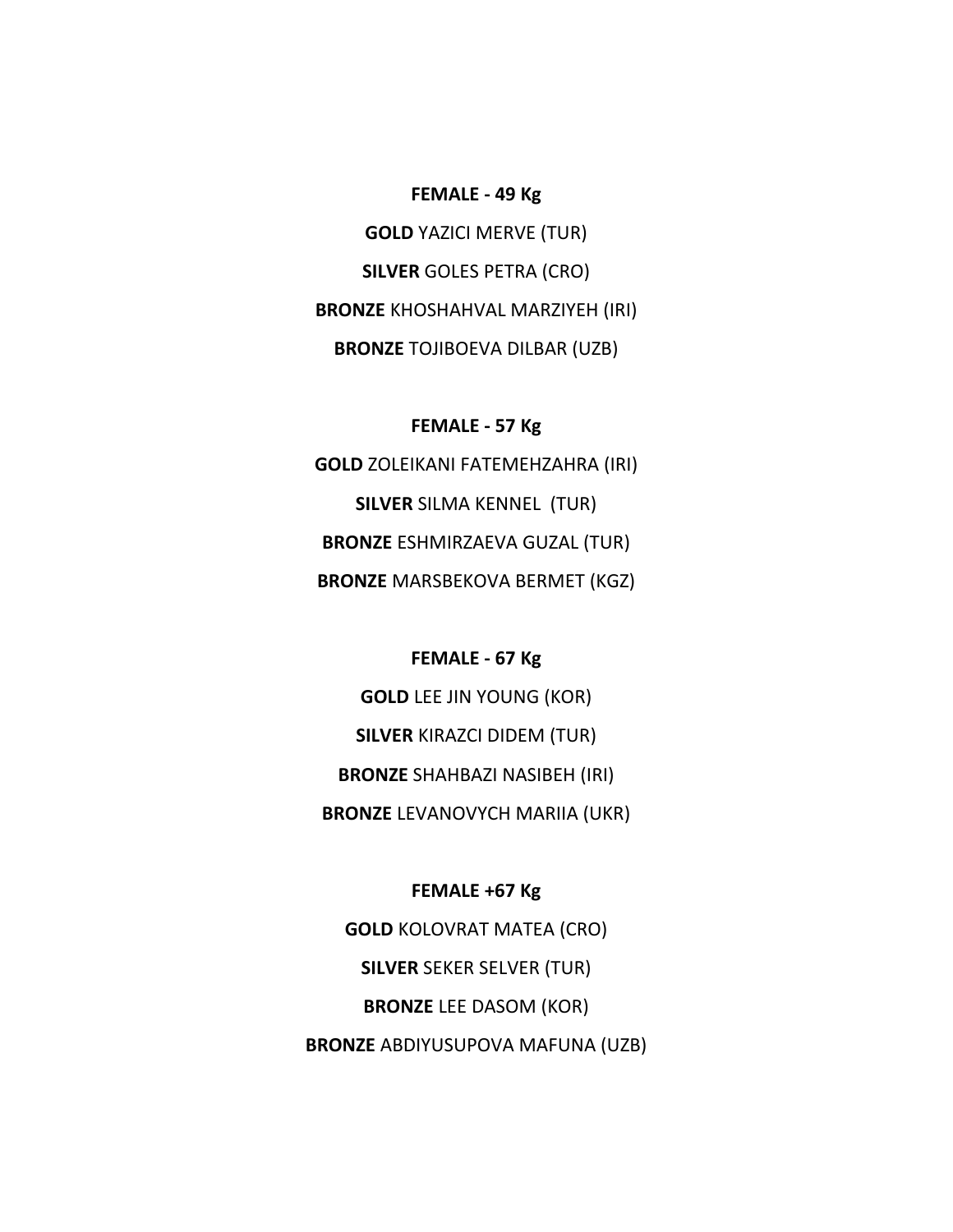**FEMALE - 49 Kg**

**GOLD** YAZICI MERVE (TUR)

**SILVER** GOLES PETRA (CRO)

**BRONZE** KHOSHAHVAL MARZIYEH (IRI)

**BRONZE** TOJIBOEVA DILBAR (UZB)

**FEMALE - 57 Kg**

**GOLD** ZOLEIKANI FATEMEHZAHRA (IRI)

**SILVER** SILMA KENNEL (TUR)

**BRONZE** ESHMIRZAEVA GUZAL (TUR)

**BRONZE** MARSBEKOVA BERMET (KGZ)

**FEMALE - 67 Kg**

**GOLD** LEE JIN YOUNG (KOR)

**SILVER** KIRAZCI DIDEM (TUR)

**BRONZE** SHAHBAZI NASIBEH (IRI)

**BRONZE** LEVANOVYCH MARIIA (UKR)

**FEMALE +67 Kg**

**GOLD** KOLOVRAT MATEA (CRO)

**SILVER** SEKER SELVER (TUR)

**BRONZE** LEE DASOM (KOR)

**BRONZE** ABDIYUSUPOVA MAFUNA (UZB)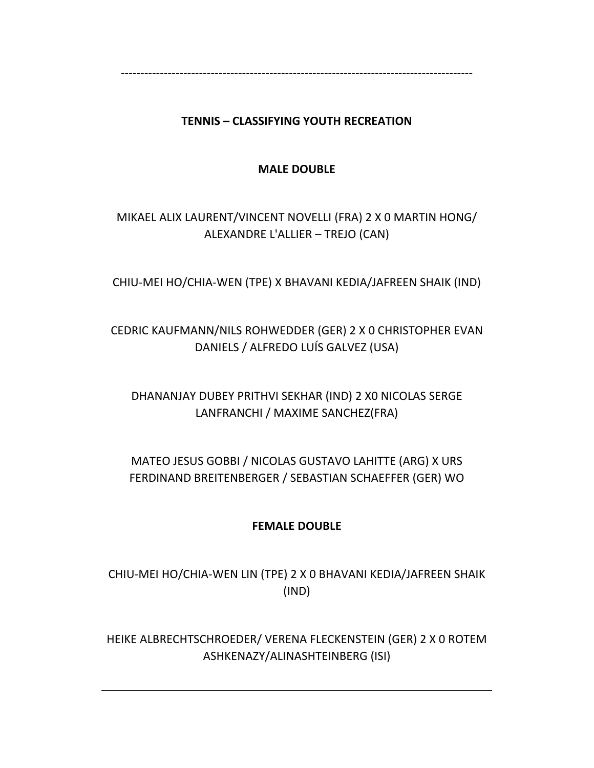-----------------------------------------------------------------------------------------

**TENNIS – CLASSIFYING YOUTH RECREATION**

**MALE DOUBLE**

MIKAEL ALIX LAURENT/VINCENT NOVELLI (FRA) 2 X 0 MARTIN HONG/ ALEXANDRE L'ALLIER – TREJO (CAN)

CHIU-MEI HO/CHIA-WEN (TPE) X BHAVANI KEDIA/JAFREEN SHAIK (IND)

CEDRIC KAUFMANN/NILS ROHWEDDER (GER) 2 X 0 CHRISTOPHER EVAN DANIELS / ALFREDO LUÍS GALVEZ (USA)

DHANANJAY DUBEY PRITHVI SEKHAR (IND) 2 X0 NICOLAS SERGE LANFRANCHI / MAXIME SANCHEZ(FRA)

MATEO JESUS GOBBI / NICOLAS GUSTAVO LAHITTE (ARG) X URS FERDINAND BREITENBERGER / SEBASTIAN SCHAEFFER (GER) WO

**FEMALE DOUBLE**

CHIU-MEI HO/CHIA-WEN LIN (TPE) 2 X 0 BHAVANI KEDIA/JAFREEN SHAIK (IND)

HEIKE ALBRECHTSCHROEDER/ VERENA FLECKENSTEIN (GER) 2 X 0 ROTEM ASHKENAZY/ALINASHTEINBERG (ISI)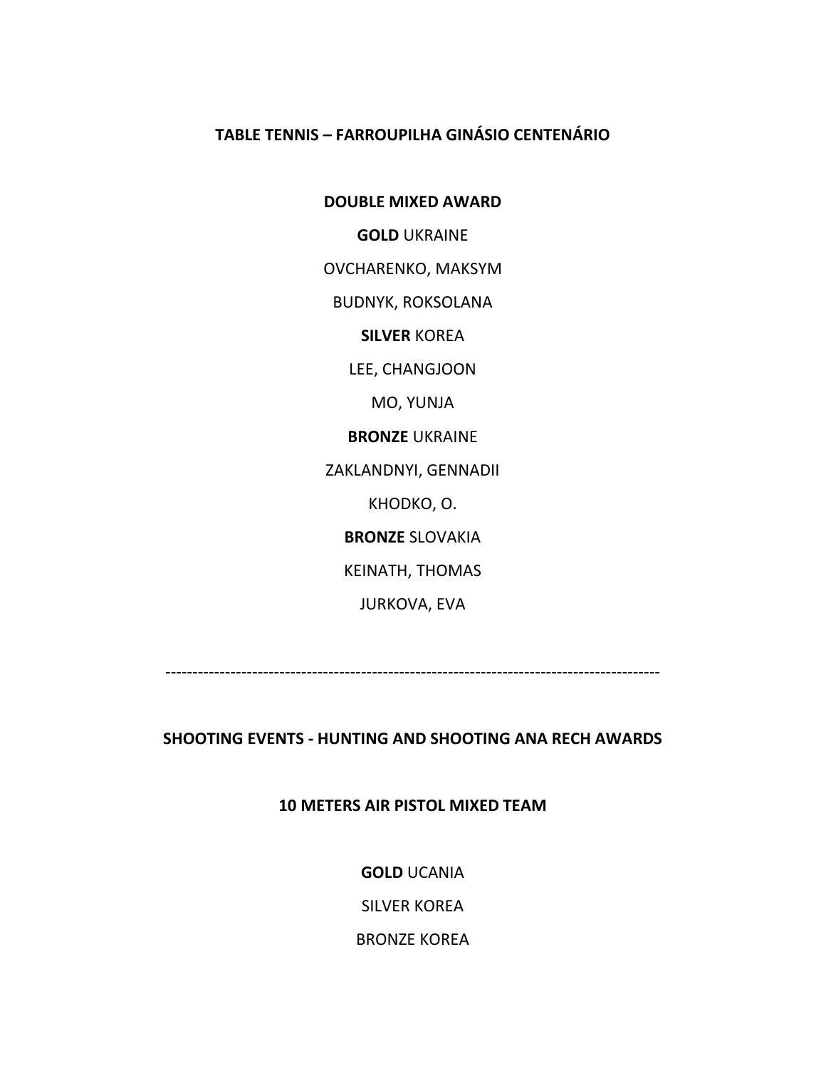**TABLE TENNIS – FARROUPILHA GINÁSIO CENTENÁRIO**

**DOUBLE MIXED AWARD**

**GOLD** UKRAINE

OVCHARENKO, MAKSYM

BUDNYK, ROKSOLANA

**SILVER** KOREA

LEE, CHANGJOON

MO, YUNJA

**BRONZE** UKRAINE

ZAKLANDNYI, GENNADII

KHODKO, O.

**BRONZE** SLOVAKIA

KEINATH, THOMAS

JURKOVA, EVA

------------------------------------------------------------------------------------------

**SHOOTING EVENTS - HUNTING AND SHOOTING ANA RECH AWARDS**

**10 METERS AIR PISTOL MIXED TEAM**

**GOLD** UCANIA

SILVER KOREA

BRONZE KOREA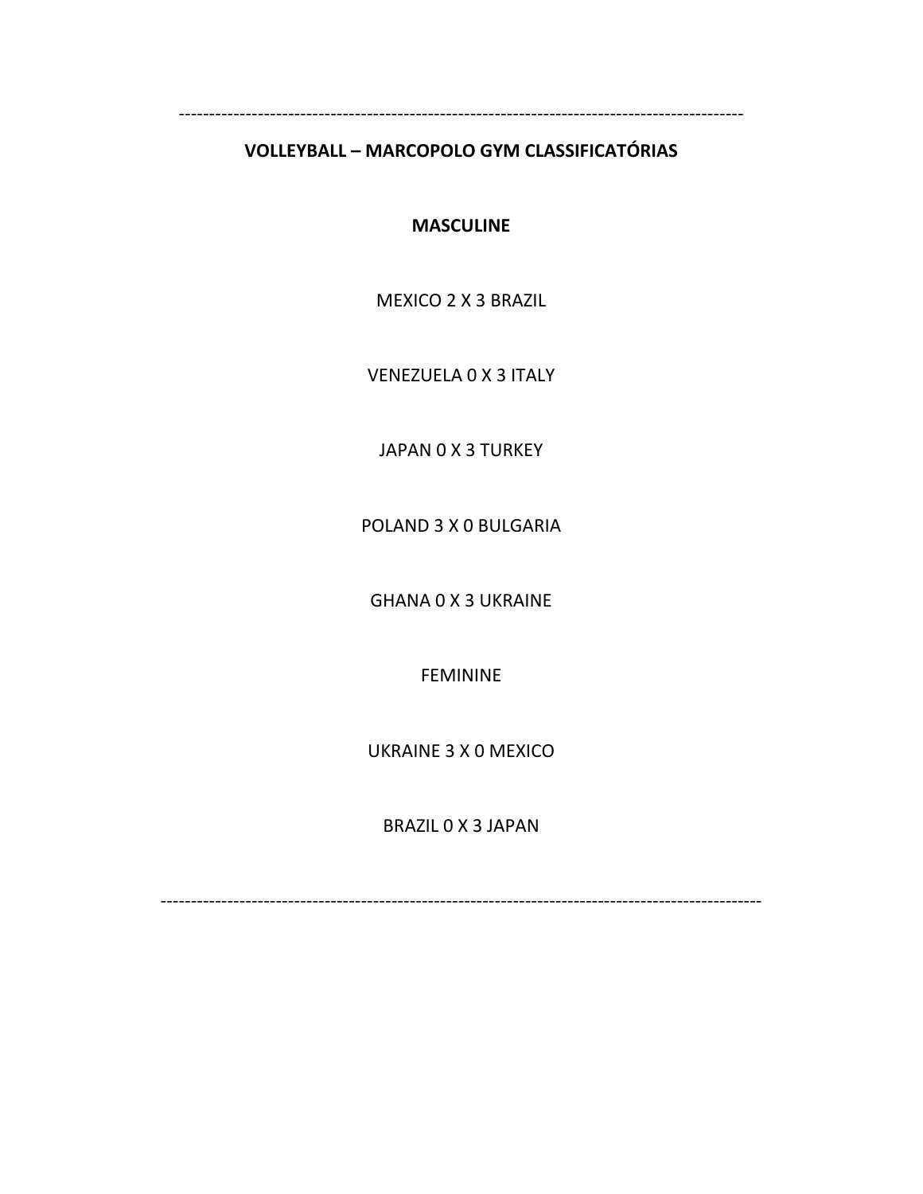---

**VOLLEYBALL – MARCOPOLO GYM CLASSIFICATÓRIAS**

**MASCULINE**

MEXICO 2 X 3 BRAZIL

VENEZUELA 0 X 3 ITALY

JAPAN 0 X 3 TURKEY

POLAND 3 X 0 BULGARIA

GHANA 0 X 3 UKRAINE

FEMININE

UKRAINE 3 X 0 MEXICO

BRAZIL 0 X 3 JAPAN

---